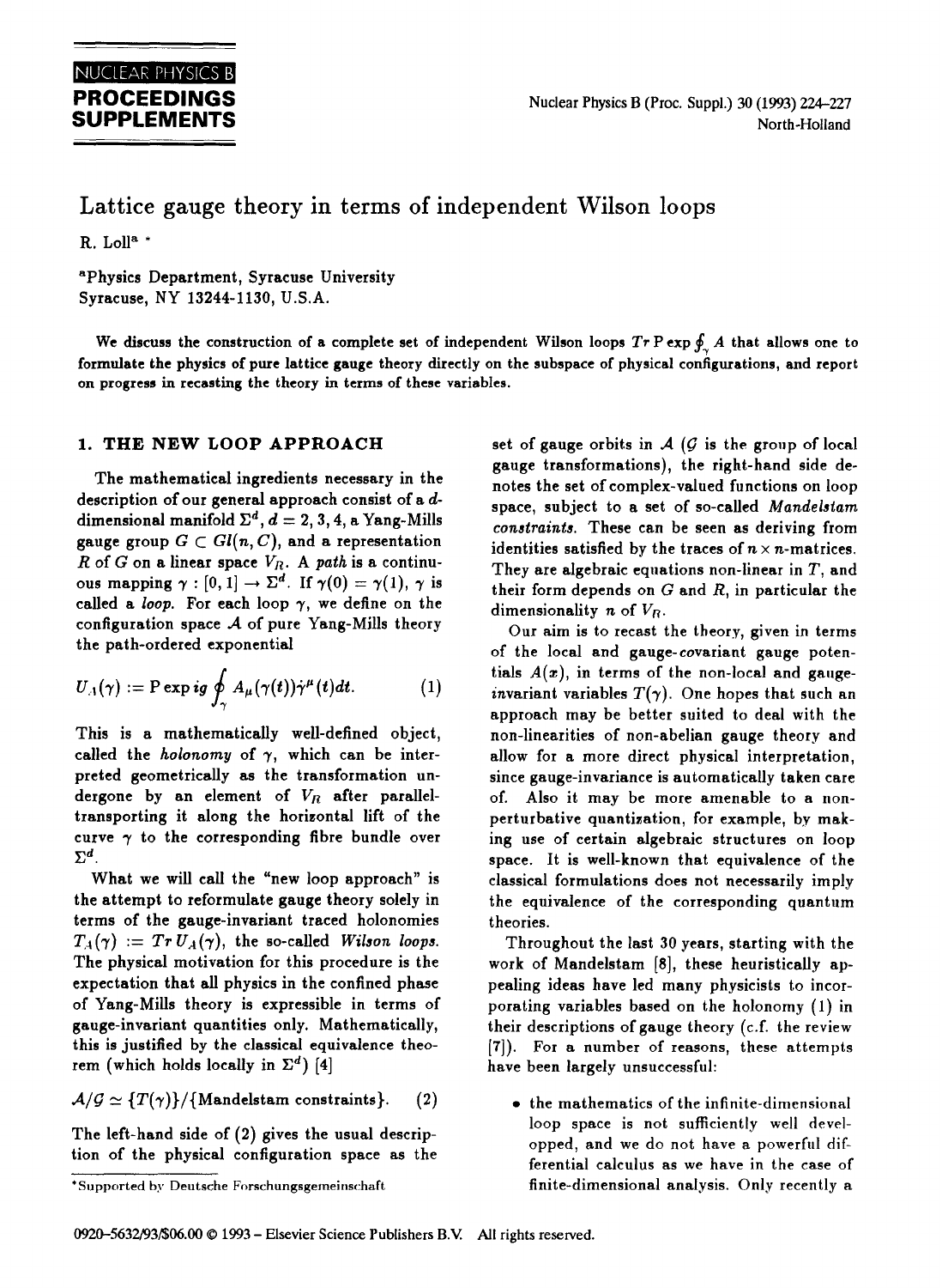# Lattice gauge theory in terms of independent Wilson loops

R. Loll[a] *

[a]Physics Department, Syracuse University
Syracuse, NY 13244-1130, U.S.A.

We discuss the construction of a complete set of independent Wilson loops $Tr\, \mathrm{P} \exp \oint_\gamma A$ that allows one to formulate the physics of pure lattice gauge theory directly on the subspace of physical configurations, and report on progress in recasting the theory in terms of these variables.

## 1. THE NEW LOOP APPROACH

The mathematical ingredients necessary in the description of our general approach consist of a $d$-dimensional manifold $\Sigma^d$, $d = 2, 3, 4$, a Yang-Mills gauge group $G \subset Gl(n, C)$, and a representation $R$ of $G$ on a linear space $V_R$. A *path* is a continuous mapping $\gamma : [0, 1] \to \Sigma^d$. If $\gamma(0) = \gamma(1)$, $\gamma$ is called a *loop*. For each loop $\gamma$, we define on the configuration space $\mathcal{A}$ of pure Yang-Mills theory the path-ordered exponential

$$U_A(\gamma) := \mathrm{P} \exp ig \oint_\gamma A_\mu(\gamma(t)) \dot{\gamma}^\mu(t) dt. \qquad (1)$$

This is a mathematically well-defined object, called the *holonomy* of $\gamma$, which can be interpreted geometrically as the transformation undergone by an element of $V_R$ after parallel-transporting it along the horizontal lift of the curve $\gamma$ to the corresponding fibre bundle over $\Sigma^d$.

What we will call the "new loop approach" is the attempt to reformulate gauge theory solely in terms of the gauge-invariant traced holonomies $T_A(\gamma) := Tr\, U_A(\gamma)$, the so-called *Wilson loops*. The physical motivation for this procedure is the expectation that all physics in the confined phase of Yang-Mills theory is expressible in terms of gauge-invariant quantities only. Mathematically, this is justified by the classical equivalence theorem (which holds locally in $\Sigma^d$) [4]

$$\mathcal{A}/\mathcal{G} \simeq \{T(\gamma)\}/\{\text{Mandelstam constraints}\}. \qquad (2)$$

The left-hand side of (2) gives the usual description of the physical configuration space as the set of gauge orbits in $\mathcal{A}$ ($\mathcal{G}$ is the group of local gauge transformations), the right-hand side denotes the set of complex-valued functions on loop space, subject to a set of so-called *Mandelstam constraints*. These can be seen as deriving from identities satisfied by the traces of $n \times n$-matrices. They are algebraic equations non-linear in $T$, and their form depends on $G$ and $R$, in particular the dimensionality $n$ of $V_R$.

Our aim is to recast the theory, given in terms of the local and gauge-*co*variant gauge potentials $A(x)$, in terms of the non-local and gauge-*in*variant variables $T(\gamma)$. One hopes that such an approach may be better suited to deal with the non-linearities of non-abelian gauge theory and allow for a more direct physical interpretation, since gauge-invariance is automatically taken care of. Also it may be more amenable to a non-perturbative quantization, for example, by making use of certain algebraic structures on loop space. It is well-known that equivalence of the classical formulations does not necessarily imply the equivalence of the corresponding quantum theories.

Throughout the last 30 years, starting with the work of Mandelstam [8], these heuristically appealing ideas have led many physicists to incorporating variables based on the holonomy (1) in their descriptions of gauge theory (c.f. the review [7]). For a number of reasons, these attempts have been largely unsuccessful:

- the mathematics of the infinite-dimensional loop space is not sufficiently well developped, and we do not have a powerful differential calculus as we have in the case of finite-dimensional analysis. Only recently a

*Supported by Deutsche Forschungsgemeinschaft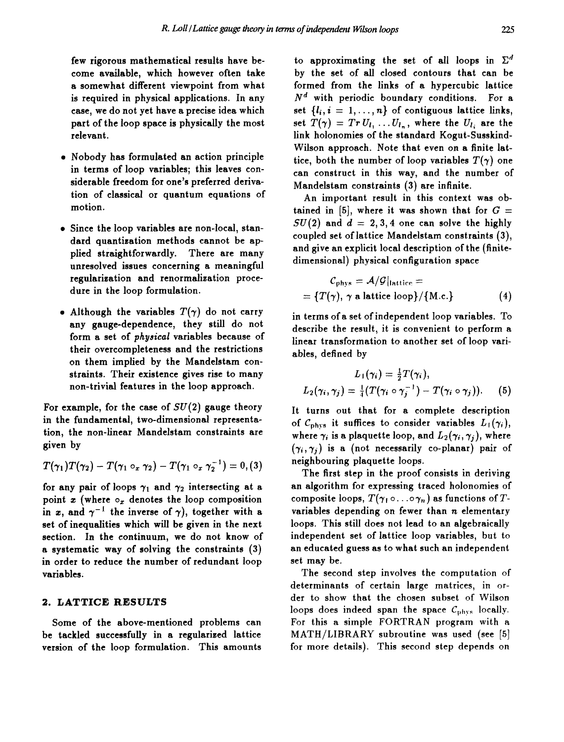few rigorous mathematical results have become available, which however often take a somewhat different viewpoint from what is required in physical applications. In any case, we do not yet have a precise idea which part of the loop space is physically the most relevant.

- Nobody has formulated an action principle in terms of loop variables; this leaves considerable freedom for one's preferred derivation of classical or quantum equations of motion.
- Since the loop variables are non-local, standard quantization methods cannot be applied straightforwardly. There are many unresolved issues concerning a meaningful regularization and renormalization procedure in the loop formulation.
- Although the variables $T(\gamma)$ do not carry any gauge-dependence, they still do not form a set of *physical* variables because of their overcompleteness and the restrictions on them implied by the Mandelstam constraints. Their existence gives rise to many non-trivial features in the loop approach.

For example, for the case of $SU(2)$ gauge theory in the fundamental, two-dimensional representation, the non-linear Mandelstam constraints are given by

$$T(\gamma_1)T(\gamma_2) - T(\gamma_1 \circ_x \gamma_2) - T(\gamma_1 \circ_x \gamma_2^{-1}) = 0, \quad (3)$$

for any pair of loops $\gamma_1$ and $\gamma_2$ intersecting at a point $x$ (where $\circ_x$ denotes the loop composition in $x$, and $\gamma^{-1}$ the inverse of $\gamma$), together with a set of inequalities which will be given in the next section. In the continuum, we do not know of a systematic way of solving the constraints (3) in order to reduce the number of redundant loop variables.

## 2. LATTICE RESULTS

Some of the above-mentioned problems can be tackled successfully in a regularized lattice version of the loop formulation. This amounts to approximating the set of all loops in $\Sigma^d$ by the set of all closed contours that can be formed from the links of a hypercubic lattice $N^d$ with periodic boundary conditions. For a set $\{l_i, i = 1, \ldots, n\}$ of contiguous lattice links, set $T(\gamma) = Tr\, U_{l_1} \ldots U_{l_n}$, where the $U_{l_i}$ are the link holonomies of the standard Kogut-Susskind-Wilson approach. Note that even on a finite lattice, both the number of loop variables $T(\gamma)$ one can construct in this way, and the number of Mandelstam constraints (3) are infinite.

An important result in this context was obtained in [5], where it was shown that for $G = SU(2)$ and $d = 2, 3, 4$ one can solve the highly coupled set of lattice Mandelstam constraints (3), and give an explicit local description of the (finite-dimensional) physical configuration space

$$\begin{aligned} \mathcal{C}_{\rm phys} &= \mathcal{A}/\mathcal{G}|_{\rm lattice} = \\ &= \{T(\gamma),\ \gamma \text{ a lattice loop}\}/\{\text{M.c.}\} \end{aligned} \quad (4)$$

in terms of a set of independent loop variables. To describe the result, it is convenient to perform a linear transformation to another set of loop variables, defined by

$$\begin{aligned} L_1(\gamma_i) &= \tfrac{1}{2} T(\gamma_i), \\ L_2(\gamma_i, \gamma_j) &= \tfrac{1}{4}(T(\gamma_i \circ \gamma_j^{-1}) - T(\gamma_i \circ \gamma_j)). \end{aligned} \quad (5)$$

It turns out that for a complete description of $\mathcal{C}_{\rm phys}$ it suffices to consider variables $L_1(\gamma_i)$, where $\gamma_i$ is a plaquette loop, and $L_2(\gamma_i, \gamma_j)$, where $(\gamma_i, \gamma_j)$ is a (not necessarily co-planar) pair of neighbouring plaquette loops.

The first step in the proof consists in deriving an algorithm for expressing traced holonomies of composite loops, $T(\gamma_1 \circ \ldots \circ \gamma_n)$ as functions of $T$-variables depending on fewer than $n$ elementary loops. This still does not lead to an algebraically independent set of lattice loop variables, but to an educated guess as to what such an independent set may be.

The second step involves the computation of determinants of certain large matrices, in order to show that the chosen subset of Wilson loops does indeed span the space $\mathcal{C}_{\rm phys}$ locally. For this a simple FORTRAN program with a MATH/LIBRARY subroutine was used (see [5] for more details). This second step depends on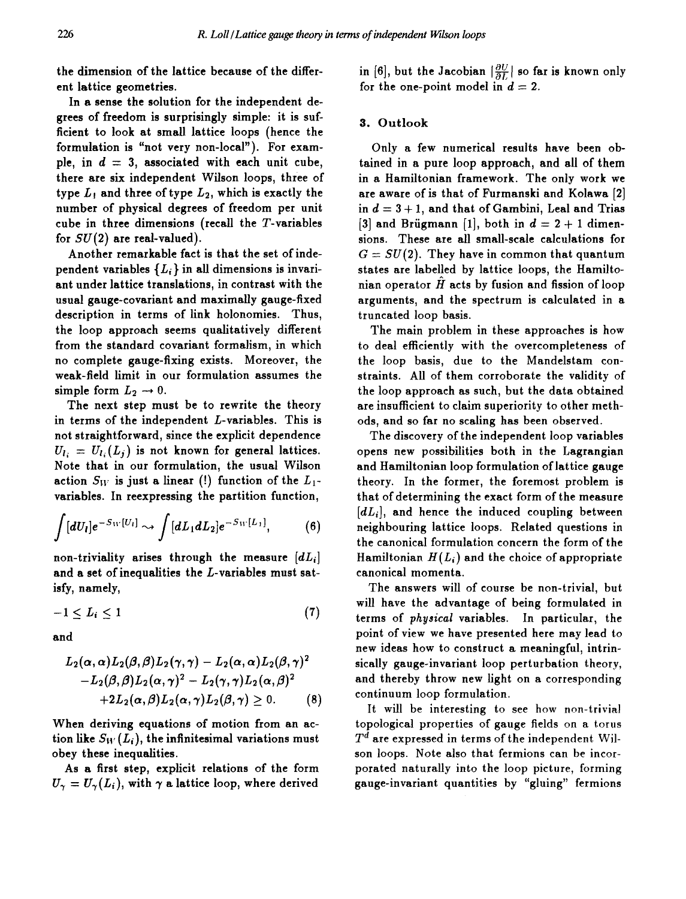the dimension of the lattice because of the different lattice geometries.

In a sense the solution for the independent degrees of freedom is surprisingly simple: it is sufficient to look at small lattice loops (hence the formulation is "not very non-local"). For example, in $d = 3$, associated with each unit cube, there are six independent Wilson loops, three of type $L_1$ and three of type $L_2$, which is exactly the number of physical degrees of freedom per unit cube in three dimensions (recall the $T$-variables for $SU(2)$ are real-valued).

Another remarkable fact is that the set of independent variables $\{L_i\}$ in all dimensions is invariant under lattice translations, in contrast with the usual gauge-covariant and maximally gauge-fixed description in terms of link holonomies. Thus, the loop approach seems qualitatively different from the standard covariant formalism, in which no complete gauge-fixing exists. Moreover, the weak-field limit in our formulation assumes the simple form $L_2 \rightarrow 0$.

The next step must be to rewrite the theory in terms of the independent $L$-variables. This is not straightforward, since the explicit dependence $U_{l_i} = U_{l_i}(L_j)$ is not known for general lattices. Note that in our formulation, the usual Wilson action $S_W$ is just a linear (!) function of the $L_1$-variables. In reexpressing the partition function,

$$\int [dU_l] e^{-S_W[U_l]} \rightsquigarrow \int [dL_1 dL_2] e^{-S_W[L_1]}, \tag{6}$$

non-triviality arises through the measure $[dL_i]$ and a set of inequalities the $L$-variables must satisfy, namely,

$$-1 \leq L_i \leq 1 \tag{7}$$

and

$$\begin{aligned} &L_2(\alpha,\alpha)L_2(\beta,\beta)L_2(\gamma,\gamma) - L_2(\alpha,\alpha)L_2(\beta,\gamma)^2 \\ &\quad -L_2(\beta,\beta)L_2(\alpha,\gamma)^2 - L_2(\gamma,\gamma)L_2(\alpha,\beta)^2 \\ &\quad +2L_2(\alpha,\beta)L_2(\alpha,\gamma)L_2(\beta,\gamma) \geq 0. \end{aligned} \tag{8}$$

When deriving equations of motion from an action like $S_W(L_i)$, the infinitesimal variations must obey these inequalities.

As a first step, explicit relations of the form $U_\gamma = U_\gamma(L_i)$, with $\gamma$ a lattice loop, where derived in [6], but the Jacobian $|\frac{\partial U}{\partial L}|$ so far is known only for the one-point model in $d = 2$.

## 3. Outlook

Only a few numerical results have been obtained in a pure loop approach, and all of them in a Hamiltonian framework. The only work we are aware of is that of Furmanski and Kolawa [2] in $d = 3 + 1$, and that of Gambini, Leal and Trias [3] and Brügmann [1], both in $d = 2 + 1$ dimensions. These are all small-scale calculations for $G = SU(2)$. They have in common that quantum states are labelled by lattice loops, the Hamiltonian operator $\hat{H}$ acts by fusion and fission of loop arguments, and the spectrum is calculated in a truncated loop basis.

The main problem in these approaches is how to deal efficiently with the overcompleteness of the loop basis, due to the Mandelstam constraints. All of them corroborate the validity of the loop approach as such, but the data obtained are insufficient to claim superiority to other methods, and so far no scaling has been observed.

The discovery of the independent loop variables opens new possibilities both in the Lagrangian and Hamiltonian loop formulation of lattice gauge theory. In the former, the foremost problem is that of determining the exact form of the measure $[dL_i]$, and hence the induced coupling between neighbouring lattice loops. Related questions in the canonical formulation concern the form of the Hamiltonian $H(L_i)$ and the choice of appropriate canonical momenta.

The answers will of course be non-trivial, but will have the advantage of being formulated in terms of *physical* variables. In particular, the point of view we have presented here may lead to new ideas how to construct a meaningful, intrinsically gauge-invariant loop perturbation theory, and thereby throw new light on a corresponding continuum loop formulation.

It will be interesting to see how non-trivial topological properties of gauge fields on a torus $T^d$ are expressed in terms of the independent Wilson loops. Note also that fermions can be incorporated naturally into the loop picture, forming gauge-invariant quantities by "gluing" fermions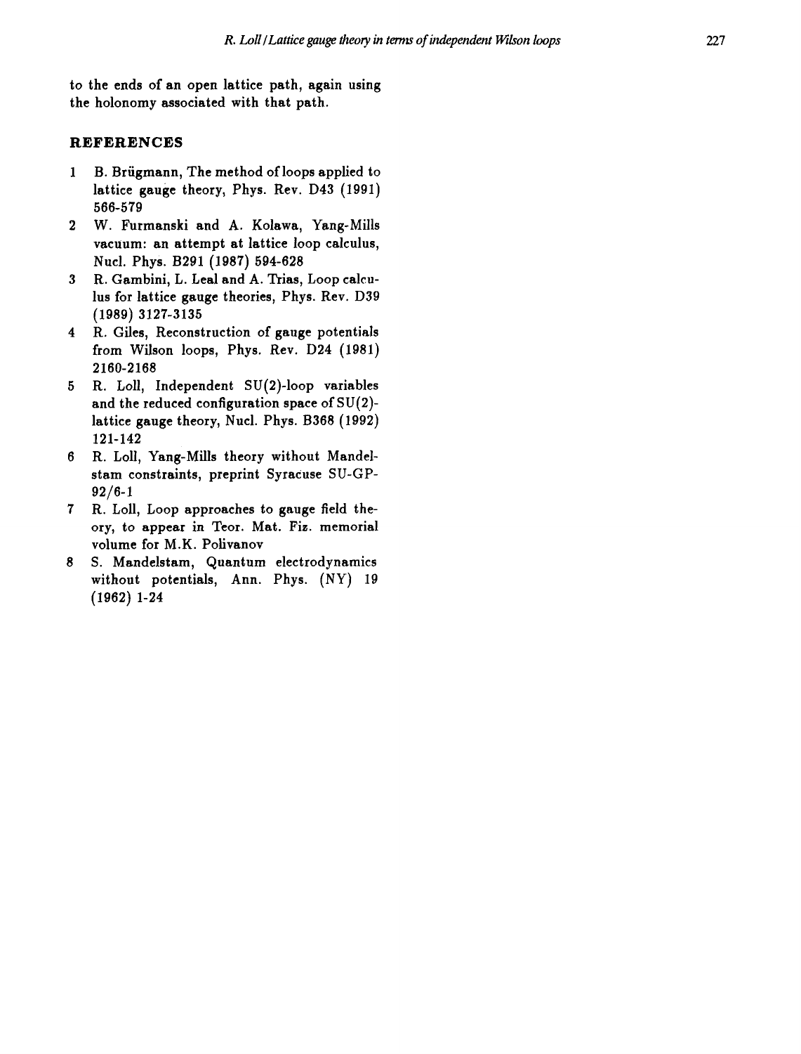to the ends of an open lattice path, again using the holonomy associated with that path.

## REFERENCES

1. B. Brügmann, The method of loops applied to lattice gauge theory, Phys. Rev. D43 (1991) 566-579
2. W. Furmanski and A. Kolawa, Yang-Mills vacuum: an attempt at lattice loop calculus, Nucl. Phys. B291 (1987) 594-628
3. R. Gambini, L. Leal and A. Trias, Loop calculus for lattice gauge theories, Phys. Rev. D39 (1989) 3127-3135
4. R. Giles, Reconstruction of gauge potentials from Wilson loops, Phys. Rev. D24 (1981) 2160-2168
5. R. Loll, Independent SU(2)-loop variables and the reduced configuration space of SU(2)-lattice gauge theory, Nucl. Phys. B368 (1992) 121-142
6. R. Loll, Yang-Mills theory without Mandelstam constraints, preprint Syracuse SU-GP-92/6-1
7. R. Loll, Loop approaches to gauge field theory, to appear in Teor. Mat. Fiz. memorial volume for M.K. Polivanov
8. S. Mandelstam, Quantum electrodynamics without potentials, Ann. Phys. (NY) 19 (1962) 1-24